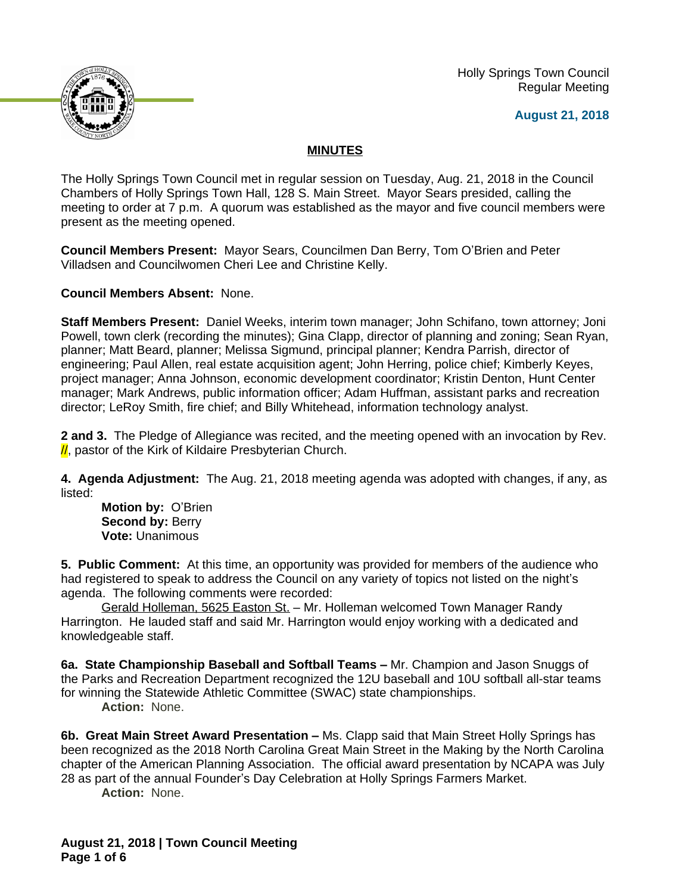Holly Springs Town Council
Regular Meeting

**August 21, 2018**

## MINUTES

The Holly Springs Town Council met in regular session on Tuesday, Aug. 21, 2018 in the Council Chambers of Holly Springs Town Hall, 128 S. Main Street. Mayor Sears presided, calling the meeting to order at 7 p.m. A quorum was established as the mayor and five council members were present as the meeting opened.

**Council Members Present:** Mayor Sears, Councilmen Dan Berry, Tom O'Brien and Peter Villadsen and Councilwomen Cheri Lee and Christine Kelly.

**Council Members Absent:** None.

**Staff Members Present:** Daniel Weeks, interim town manager; John Schifano, town attorney; Joni Powell, town clerk (recording the minutes); Gina Clapp, director of planning and zoning; Sean Ryan, planner; Matt Beard, planner; Melissa Sigmund, principal planner; Kendra Parrish, director of engineering; Paul Allen, real estate acquisition agent; John Herring, police chief; Kimberly Keyes, project manager; Anna Johnson, economic development coordinator; Kristin Denton, Hunt Center manager; Mark Andrews, public information officer; Adam Huffman, assistant parks and recreation director; LeRoy Smith, fire chief; and Billy Whitehead, information technology analyst.

**2 and 3.** The Pledge of Allegiance was recited, and the meeting opened with an invocation by Rev. //, pastor of the Kirk of Kildaire Presbyterian Church.

**4. Agenda Adjustment:** The Aug. 21, 2018 meeting agenda was adopted with changes, if any, as listed:

**Motion by:** O'Brien
**Second by:** Berry
**Vote:** Unanimous

**5. Public Comment:** At this time, an opportunity was provided for members of the audience who had registered to speak to address the Council on any variety of topics not listed on the night's agenda. The following comments were recorded:

Gerald Holleman, 5625 Easton St. – Mr. Holleman welcomed Town Manager Randy Harrington. He lauded staff and said Mr. Harrington would enjoy working with a dedicated and knowledgeable staff.

**6a. State Championship Baseball and Softball Teams –** Mr. Champion and Jason Snuggs of the Parks and Recreation Department recognized the 12U baseball and 10U softball all-star teams for winning the Statewide Athletic Committee (SWAC) state championships.

**Action:** None.

**6b. Great Main Street Award Presentation –** Ms. Clapp said that Main Street Holly Springs has been recognized as the 2018 North Carolina Great Main Street in the Making by the North Carolina chapter of the American Planning Association. The official award presentation by NCAPA was July 28 as part of the annual Founder's Day Celebration at Holly Springs Farmers Market.

**Action:** None.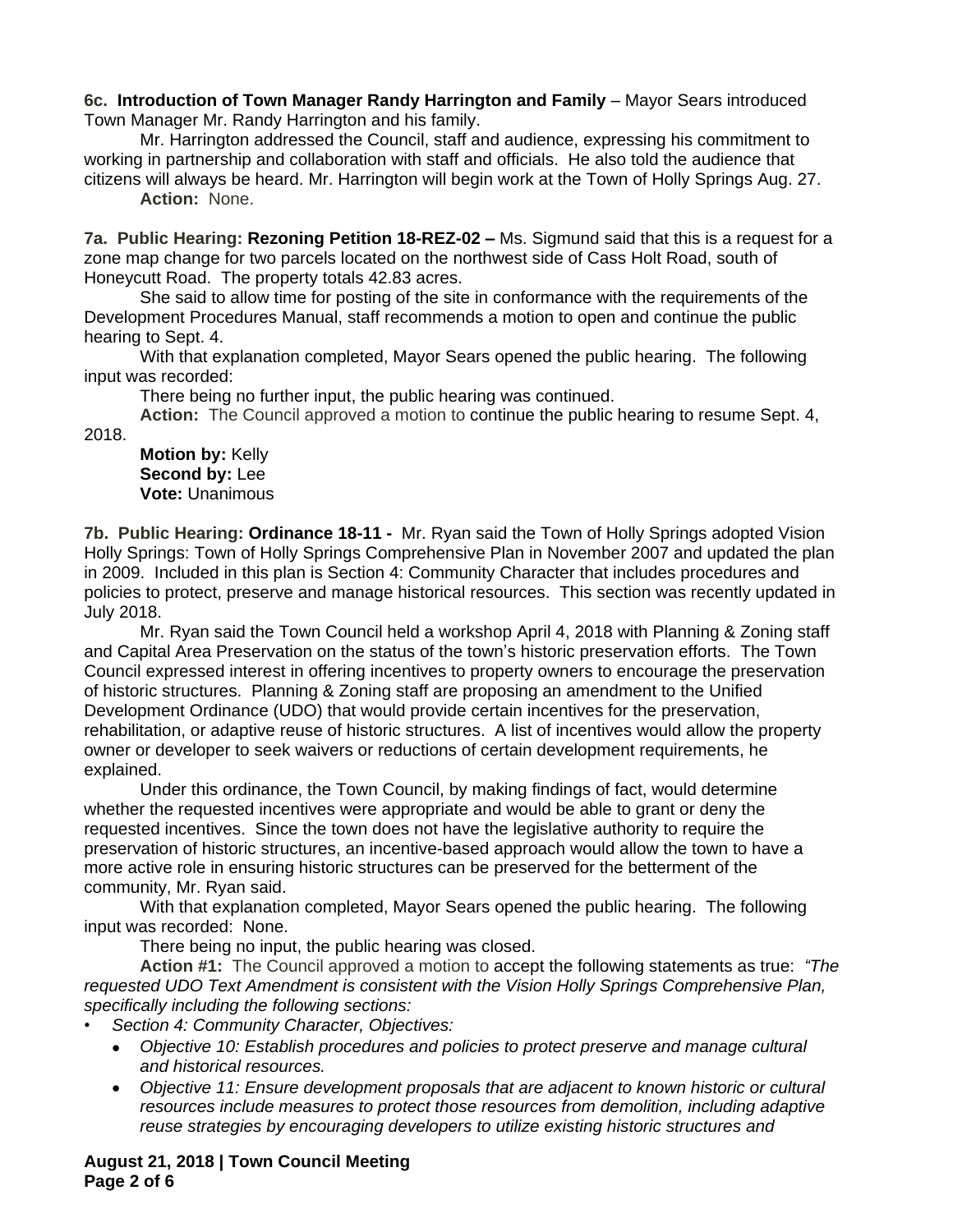**6c. Introduction of Town Manager Randy Harrington and Family** – Mayor Sears introduced Town Manager Mr. Randy Harrington and his family.

Mr. Harrington addressed the Council, staff and audience, expressing his commitment to working in partnership and collaboration with staff and officials. He also told the audience that citizens will always be heard. Mr. Harrington will begin work at the Town of Holly Springs Aug. 27.

**Action:** None.

**7a. Public Hearing: Rezoning Petition 18-REZ-02 –** Ms. Sigmund said that this is a request for a zone map change for two parcels located on the northwest side of Cass Holt Road, south of Honeycutt Road. The property totals 42.83 acres.

She said to allow time for posting of the site in conformance with the requirements of the Development Procedures Manual, staff recommends a motion to open and continue the public hearing to Sept. 4.

With that explanation completed, Mayor Sears opened the public hearing. The following input was recorded:

There being no further input, the public hearing was continued.

**Action:** The Council approved a motion to continue the public hearing to resume Sept. 4, 2018.

**Motion by:** Kelly
**Second by:** Lee
**Vote:** Unanimous

**7b. Public Hearing: Ordinance 18-11 -** Mr. Ryan said the Town of Holly Springs adopted Vision Holly Springs: Town of Holly Springs Comprehensive Plan in November 2007 and updated the plan in 2009. Included in this plan is Section 4: Community Character that includes procedures and policies to protect, preserve and manage historical resources. This section was recently updated in July 2018.

Mr. Ryan said the Town Council held a workshop April 4, 2018 with Planning & Zoning staff and Capital Area Preservation on the status of the town's historic preservation efforts. The Town Council expressed interest in offering incentives to property owners to encourage the preservation of historic structures. Planning & Zoning staff are proposing an amendment to the Unified Development Ordinance (UDO) that would provide certain incentives for the preservation, rehabilitation, or adaptive reuse of historic structures. A list of incentives would allow the property owner or developer to seek waivers or reductions of certain development requirements, he explained.

Under this ordinance, the Town Council, by making findings of fact, would determine whether the requested incentives were appropriate and would be able to grant or deny the requested incentives. Since the town does not have the legislative authority to require the preservation of historic structures, an incentive-based approach would allow the town to have a more active role in ensuring historic structures can be preserved for the betterment of the community, Mr. Ryan said.

With that explanation completed, Mayor Sears opened the public hearing. The following input was recorded: None.

There being no input, the public hearing was closed.

**Action #1:** The Council approved a motion to accept the following statements as true: *"The requested UDO Text Amendment is consistent with the Vision Holly Springs Comprehensive Plan, specifically including the following sections:*

- *Section 4: Community Character, Objectives:*
  - *Objective 10: Establish procedures and policies to protect preserve and manage cultural and historical resources.*
  - *Objective 11: Ensure development proposals that are adjacent to known historic or cultural resources include measures to protect those resources from demolition, including adaptive reuse strategies by encouraging developers to utilize existing historic structures and*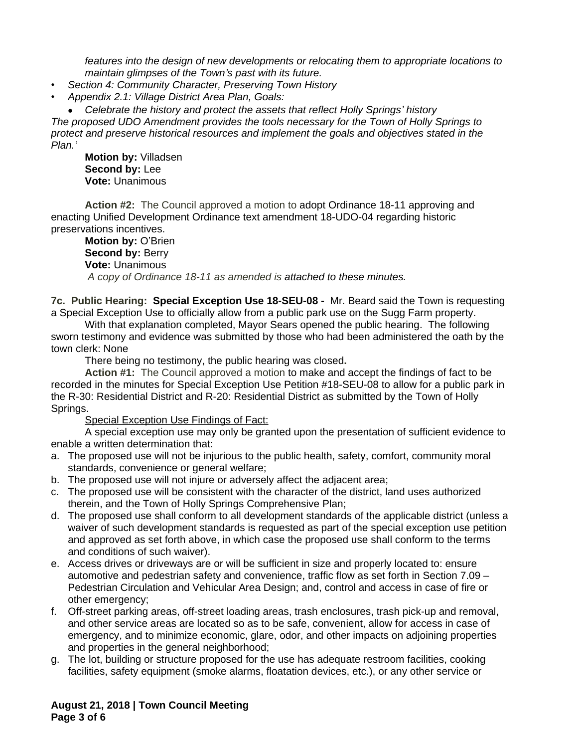*features into the design of new developments or relocating them to appropriate locations to maintain glimpses of the Town's past with its future.*

- *Section 4: Community Character, Preserving Town History*
- *Appendix 2.1: Village District Area Plan, Goals:*
    - *Celebrate the history and protect the assets that reflect Holly Springs' history*

*The proposed UDO Amendment provides the tools necessary for the Town of Holly Springs to protect and preserve historical resources and implement the goals and objectives stated in the Plan.'*

**Motion by:** Villadsen
**Second by:** Lee
**Vote:** Unanimous

**Action #2:** The Council approved a motion to adopt Ordinance 18-11 approving and enacting Unified Development Ordinance text amendment 18-UDO-04 regarding historic preservations incentives.

**Motion by:** O'Brien
**Second by:** Berry
**Vote:** Unanimous
*A copy of Ordinance 18-11 as amended is attached to these minutes.*

**7c. Public Hearing: Special Exception Use 18-SEU-08 -** Mr. Beard said the Town is requesting a Special Exception Use to officially allow from a public park use on the Sugg Farm property.

With that explanation completed, Mayor Sears opened the public hearing. The following sworn testimony and evidence was submitted by those who had been administered the oath by the town clerk: None

There being no testimony, the public hearing was closed**.**

**Action #1:** The Council approved a motion to make and accept the findings of fact to be recorded in the minutes for Special Exception Use Petition #18-SEU-08 to allow for a public park in the R-30: Residential District and R-20: Residential District as submitted by the Town of Holly Springs.

Special Exception Use Findings of Fact:

A special exception use may only be granted upon the presentation of sufficient evidence to enable a written determination that:

a. The proposed use will not be injurious to the public health, safety, comfort, community moral standards, convenience or general welfare;
b. The proposed use will not injure or adversely affect the adjacent area;
c. The proposed use will be consistent with the character of the district, land uses authorized therein, and the Town of Holly Springs Comprehensive Plan;
d. The proposed use shall conform to all development standards of the applicable district (unless a waiver of such development standards is requested as part of the special exception use petition and approved as set forth above, in which case the proposed use shall conform to the terms and conditions of such waiver).
e. Access drives or driveways are or will be sufficient in size and properly located to: ensure automotive and pedestrian safety and convenience, traffic flow as set forth in Section 7.09 – Pedestrian Circulation and Vehicular Area Design; and, control and access in case of fire or other emergency;
f. Off-street parking areas, off-street loading areas, trash enclosures, trash pick-up and removal, and other service areas are located so as to be safe, convenient, allow for access in case of emergency, and to minimize economic, glare, odor, and other impacts on adjoining properties and properties in the general neighborhood;
g. The lot, building or structure proposed for the use has adequate restroom facilities, cooking facilities, safety equipment (smoke alarms, floatation devices, etc.), or any other service or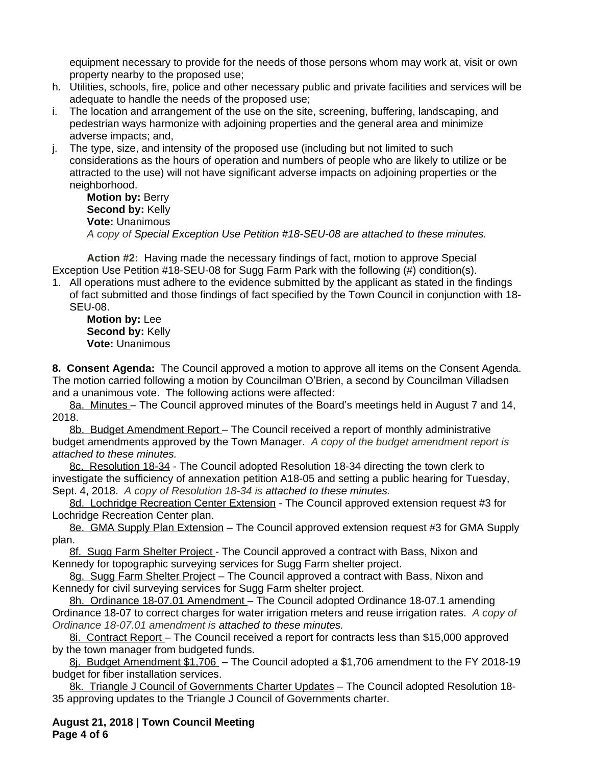equipment necessary to provide for the needs of those persons whom may work at, visit or own property nearby to the proposed use;

h. Utilities, schools, fire, police and other necessary public and private facilities and services will be adequate to handle the needs of the proposed use;
i. The location and arrangement of the use on the site, screening, buffering, landscaping, and pedestrian ways harmonize with adjoining properties and the general area and minimize adverse impacts; and,
j. The type, size, and intensity of the proposed use (including but not limited to such considerations as the hours of operation and numbers of people who are likely to utilize or be attracted to the use) will not have significant adverse impacts on adjoining properties or the neighborhood.

**Motion by:** Berry
**Second by:** Kelly
**Vote:** Unanimous
*A copy of Special Exception Use Petition #18-SEU-08 are attached to these minutes.*

**Action #2:** Having made the necessary findings of fact, motion to approve Special Exception Use Petition #18-SEU-08 for Sugg Farm Park with the following (#) condition(s).

1. All operations must adhere to the evidence submitted by the applicant as stated in the findings of fact submitted and those findings of fact specified by the Town Council in conjunction with 18-SEU-08.

**Motion by:** Lee
**Second by:** Kelly
**Vote:** Unanimous

**8. Consent Agenda:** The Council approved a motion to approve all items on the Consent Agenda. The motion carried following a motion by Councilman O'Brien, a second by Councilman Villadsen and a unanimous vote. The following actions were affected:

8a. Minutes – The Council approved minutes of the Board's meetings held in August 7 and 14, 2018.

8b. Budget Amendment Report – The Council received a report of monthly administrative budget amendments approved by the Town Manager. *A copy of the budget amendment report is attached to these minutes.*

8c. Resolution 18-34 - The Council adopted Resolution 18-34 directing the town clerk to investigate the sufficiency of annexation petition A18-05 and setting a public hearing for Tuesday, Sept. 4, 2018. *A copy of Resolution 18-34 is attached to these minutes.*

8d. Lochridge Recreation Center Extension - The Council approved extension request #3 for Lochridge Recreation Center plan.

8e. GMA Supply Plan Extension – The Council approved extension request #3 for GMA Supply plan.

8f. Sugg Farm Shelter Project - The Council approved a contract with Bass, Nixon and Kennedy for topographic surveying services for Sugg Farm shelter project.

8g. Sugg Farm Shelter Project – The Council approved a contract with Bass, Nixon and Kennedy for civil surveying services for Sugg Farm shelter project.

8h. Ordinance 18-07.01 Amendment – The Council adopted Ordinance 18-07.1 amending Ordinance 18-07 to correct charges for water irrigation meters and reuse irrigation rates. *A copy of Ordinance 18-07.01 amendment is attached to these minutes.*

8i. Contract Report – The Council received a report for contracts less than $15,000 approved by the town manager from budgeted funds.

8j. Budget Amendment $1,706 – The Council adopted a $1,706 amendment to the FY 2018-19 budget for fiber installation services.

8k. Triangle J Council of Governments Charter Updates – The Council adopted Resolution 18-35 approving updates to the Triangle J Council of Governments charter.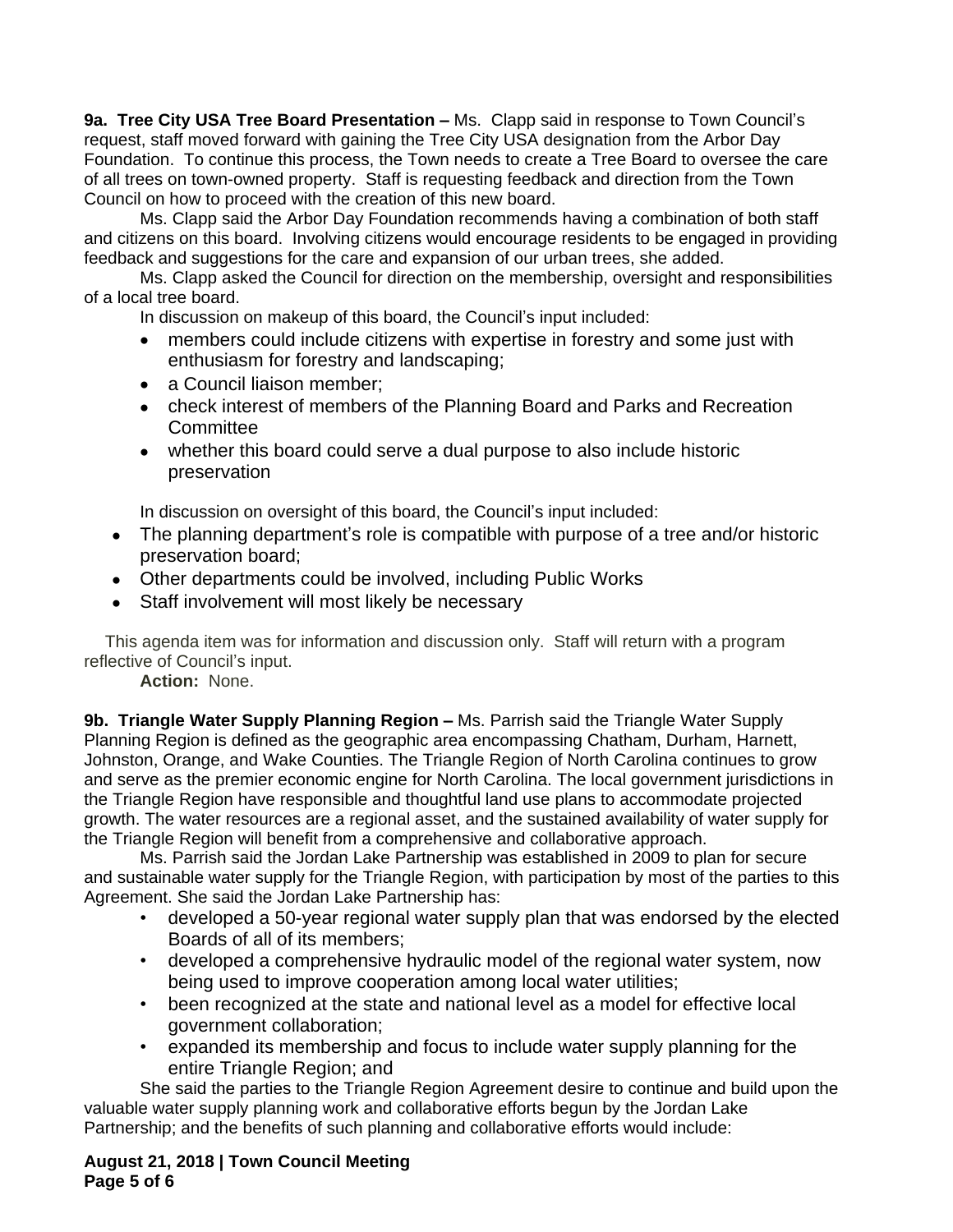**9a. Tree City USA Tree Board Presentation –** Ms. Clapp said in response to Town Council's request, staff moved forward with gaining the Tree City USA designation from the Arbor Day Foundation. To continue this process, the Town needs to create a Tree Board to oversee the care of all trees on town-owned property. Staff is requesting feedback and direction from the Town Council on how to proceed with the creation of this new board.

Ms. Clapp said the Arbor Day Foundation recommends having a combination of both staff and citizens on this board. Involving citizens would encourage residents to be engaged in providing feedback and suggestions for the care and expansion of our urban trees, she added.

Ms. Clapp asked the Council for direction on the membership, oversight and responsibilities of a local tree board.

In discussion on makeup of this board, the Council's input included:

- members could include citizens with expertise in forestry and some just with enthusiasm for forestry and landscaping;
- a Council liaison member;
- check interest of members of the Planning Board and Parks and Recreation Committee
- whether this board could serve a dual purpose to also include historic preservation

In discussion on oversight of this board, the Council's input included:

- The planning department's role is compatible with purpose of a tree and/or historic preservation board;
- Other departments could be involved, including Public Works
- Staff involvement will most likely be necessary

This agenda item was for information and discussion only. Staff will return with a program reflective of Council's input.

**Action:** None.

**9b. Triangle Water Supply Planning Region –** Ms. Parrish said the Triangle Water Supply Planning Region is defined as the geographic area encompassing Chatham, Durham, Harnett, Johnston, Orange, and Wake Counties. The Triangle Region of North Carolina continues to grow and serve as the premier economic engine for North Carolina. The local government jurisdictions in the Triangle Region have responsible and thoughtful land use plans to accommodate projected growth. The water resources are a regional asset, and the sustained availability of water supply for the Triangle Region will benefit from a comprehensive and collaborative approach.

Ms. Parrish said the Jordan Lake Partnership was established in 2009 to plan for secure and sustainable water supply for the Triangle Region, with participation by most of the parties to this Agreement. She said the Jordan Lake Partnership has:

- developed a 50-year regional water supply plan that was endorsed by the elected Boards of all of its members;
- developed a comprehensive hydraulic model of the regional water system, now being used to improve cooperation among local water utilities;
- been recognized at the state and national level as a model for effective local government collaboration;
- expanded its membership and focus to include water supply planning for the entire Triangle Region; and

She said the parties to the Triangle Region Agreement desire to continue and build upon the valuable water supply planning work and collaborative efforts begun by the Jordan Lake Partnership; and the benefits of such planning and collaborative efforts would include: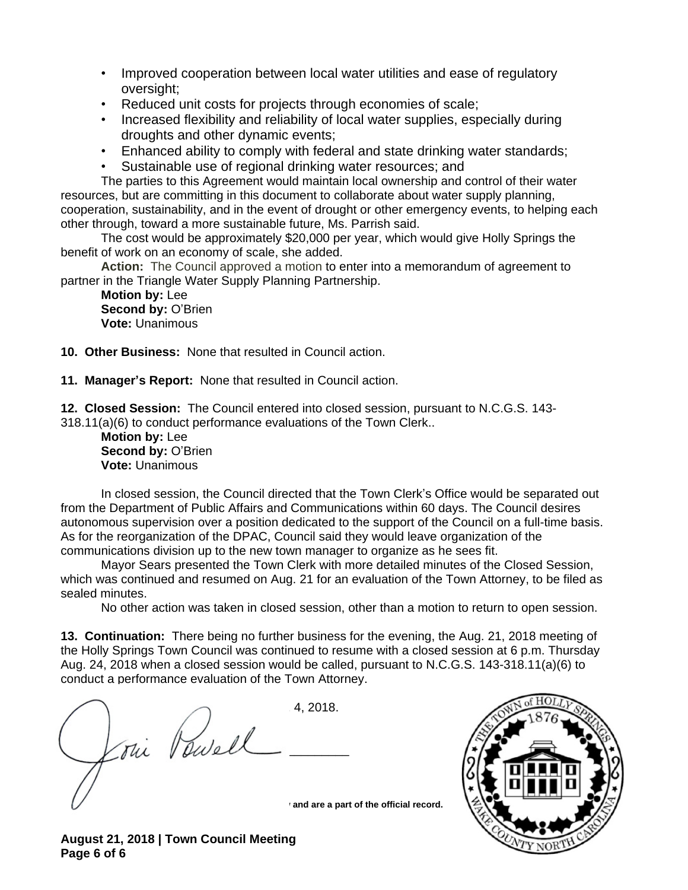- Improved cooperation between local water utilities and ease of regulatory oversight;
- Reduced unit costs for projects through economies of scale;
- Increased flexibility and reliability of local water supplies, especially during droughts and other dynamic events;
- Enhanced ability to comply with federal and state drinking water standards;
- Sustainable use of regional drinking water resources; and

The parties to this Agreement would maintain local ownership and control of their water resources, but are committing in this document to collaborate about water supply planning, cooperation, sustainability, and in the event of drought or other emergency events, to helping each other through, toward a more sustainable future, Ms. Parrish said.

The cost would be approximately $20,000 per year, which would give Holly Springs the benefit of work on an economy of scale, she added.

**Action:** The Council approved a motion to enter into a memorandum of agreement to partner in the Triangle Water Supply Planning Partnership.

**Motion by:** Lee
**Second by:** O'Brien
**Vote:** Unanimous

**10. Other Business:** None that resulted in Council action.

**11. Manager's Report:** None that resulted in Council action.

**12. Closed Session:** The Council entered into closed session, pursuant to N.C.G.S. 143-318.11(a)(6) to conduct performance evaluations of the Town Clerk..

**Motion by:** Lee
**Second by:** O'Brien
**Vote:** Unanimous

In closed session, the Council directed that the Town Clerk's Office would be separated out from the Department of Public Affairs and Communications within 60 days. The Council desires autonomous supervision over a position dedicated to the support of the Council on a full-time basis. As for the reorganization of the DPAC, Council said they would leave organization of the communications division up to the new town manager to organize as he sees fit.

Mayor Sears presented the Town Clerk with more detailed minutes of the Closed Session, which was continued and resumed on Aug. 21 for an evaluation of the Town Attorney, to be filed as sealed minutes.

No other action was taken in closed session, other than a motion to return to open session.

**13. Continuation:** There being no further business for the evening, the Aug. 21, 2018 meeting of the Holly Springs Town Council was continued to resume with a closed session at 6 p.m. Thursday Aug. 24, 2018 when a closed session would be called, pursuant to N.C.G.S. 143-318.11(a)(6) to conduct a performance evaluation of the Town Attorney.

4, 2018.

Joni Powell _______

**and are a part of the official record.**

**August 21, 2018 | Town Council Meeting**